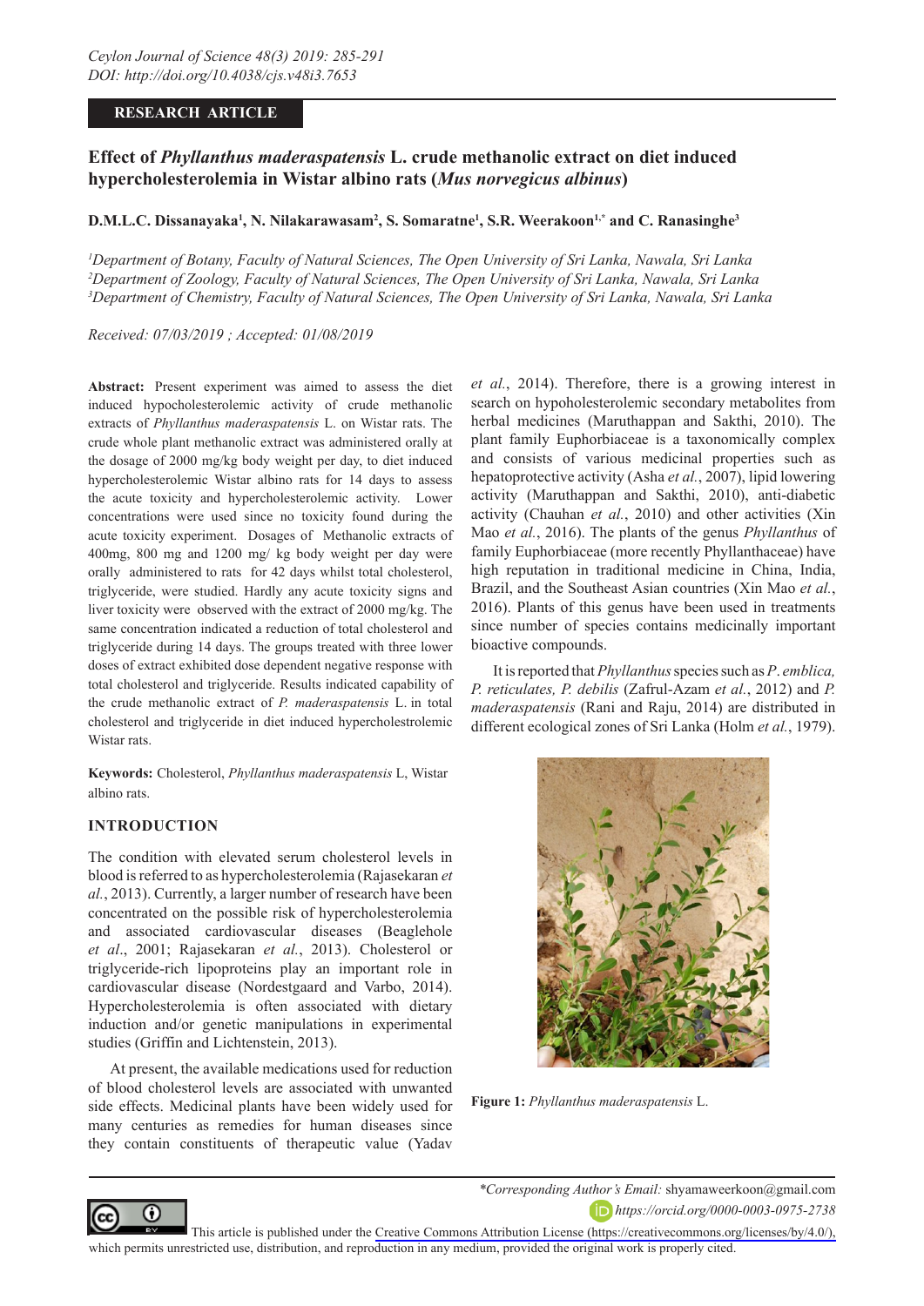RESEARCH ARTICLE

# Effect of *Phyllanthus maderaspatensis* L. crude methanolic extract on diet induced hypercholesterolemia in Wistar albino rats (*Mus norvegicus albinus*)

**D.M.L.C. Dissanayaka[1], N. Nilakarawasam[2], S. Somaratne[1], S.R. Weerakoon[1,*] and C. Ranasinghe[3]**

[1]*Department of Botany, Faculty of Natural Sciences, The Open University of Sri Lanka, Nawala, Sri Lanka*
[2]*Department of Zoology, Faculty of Natural Sciences, The Open University of Sri Lanka, Nawala, Sri Lanka*
[3]*Department of Chemistry, Faculty of Natural Sciences, The Open University of Sri Lanka, Nawala, Sri Lanka*

*Received: 07/03/2019 ; Accepted: 01/08/2019*

**Abstract:** Present experiment was aimed to assess the diet induced hypocholesterolemic activity of crude methanolic extracts of *Phyllanthus maderaspatensis* L. on Wistar rats. The crude whole plant methanolic extract was administered orally at the dosage of 2000 mg/kg body weight per day, to diet induced hypercholesterolemic Wistar albino rats for 14 days to assess the acute toxicity and hypercholesterolemic activity. Lower concentrations were used since no toxicity found during the acute toxicity experiment. Dosages of Methanolic extracts of 400mg, 800 mg and 1200 mg/ kg body weight per day were orally administered to rats for 42 days whilst total cholesterol, triglyceride, were studied. Hardly any acute toxicity signs and liver toxicity were observed with the extract of 2000 mg/kg. The same concentration indicated a reduction of total cholesterol and triglyceride during 14 days. The groups treated with three lower doses of extract exhibited dose dependent negative response with total cholesterol and triglyceride. Results indicated capability of the crude methanolic extract of *P. maderaspatensis* L. in total cholesterol and triglyceride in diet induced hypercholestrolemic Wistar rats.

**Keywords:** Cholesterol, *Phyllanthus maderaspatensis* L, Wistar albino rats.

## INTRODUCTION

The condition with elevated serum cholesterol levels in blood is referred to as hypercholesterolemia (Rajasekaran *et al.*, 2013). Currently, a larger number of research have been concentrated on the possible risk of hypercholesterolemia and associated cardiovascular diseases (Beaglehole *et al*., 2001; Rajasekaran *et al.*, 2013). Cholesterol or triglyceride-rich lipoproteins play an important role in cardiovascular disease (Nordestgaard and Varbo, 2014). Hypercholesterolemia is often associated with dietary induction and/or genetic manipulations in experimental studies (Griffin and Lichtenstein, 2013).

At present, the available medications used for reduction of blood cholesterol levels are associated with unwanted side effects. Medicinal plants have been widely used for many centuries as remedies for human diseases since they contain constituents of therapeutic value (Yadav *et al.*, 2014). Therefore, there is a growing interest in search on hypoholesterolemic secondary metabolites from herbal medicines (Maruthappan and Sakthi, 2010). The plant family Euphorbiaceae is a taxonomically complex and consists of various medicinal properties such as hepatoprotective activity (Asha *et al.*, 2007), lipid lowering activity (Maruthappan and Sakthi, 2010), anti-diabetic activity (Chauhan *et al.*, 2010) and other activities (Xin Mao *et al.*, 2016). The plants of the genus *Phyllanthus* of family Euphorbiaceae (more recently Phyllanthaceae) have high reputation in traditional medicine in China, India, Brazil, and the Southeast Asian countries (Xin Mao *et al.*, 2016). Plants of this genus have been used in treatments since number of species contains medicinally important bioactive compounds.

It is reported that *Phyllanthus* species such as *P. emblica, P. reticulates, P. debilis* (Zafrul-Azam *et al.*, 2012) and *P. maderaspatensis* (Rani and Raju, 2014) are distributed in different ecological zones of Sri Lanka (Holm *et al.*, 1979).

**Figure 1:** *Phyllanthus maderaspatensis* L.

*Corresponding Author's Email: shyamaweerkoon@gmail.com
https://orcid.org/0000-0003-0975-2738

This article is published under the Creative Commons Attribution License (https://creativecommons.org/licenses/by/4.0/), which permits unrestricted use, distribution, and reproduction in any medium, provided the original work is properly cited.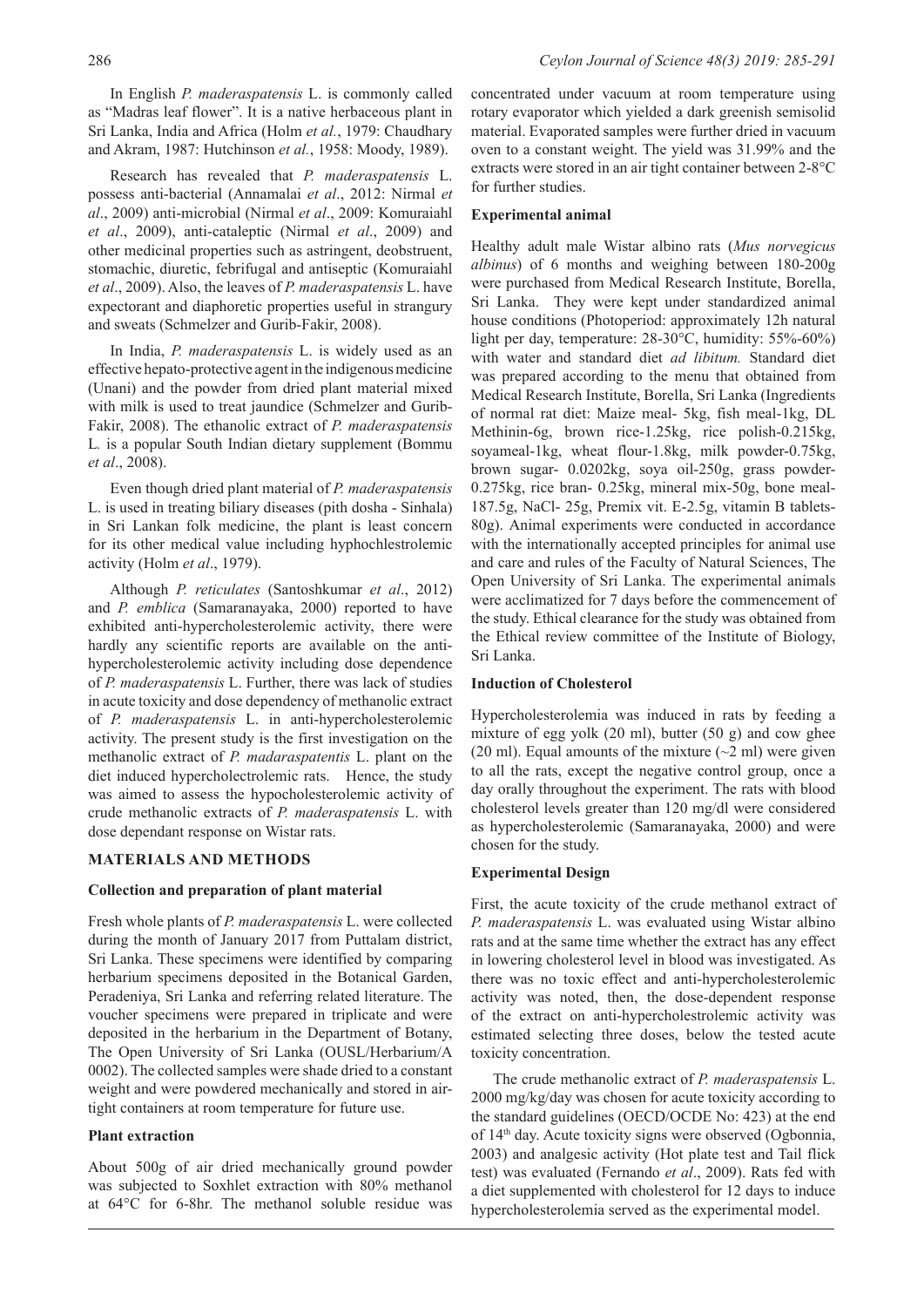In English *P. maderaspatensis* L. is commonly called as "Madras leaf flower". It is a native herbaceous plant in Sri Lanka, India and Africa (Holm *et al.*, 1979: Chaudhary and Akram, 1987: Hutchinson *et al.*, 1958: Moody, 1989).

Research has revealed that *P. maderaspatensis* L. possess anti-bacterial (Annamalai *et al*., 2012: Nirmal *et al*., 2009) anti-microbial (Nirmal *et al*., 2009: Komuraiahl *et al*., 2009), anti-cataleptic (Nirmal *et al*., 2009) and other medicinal properties such as astringent, deobstruent, stomachic, diuretic, febrifugal and antiseptic (Komuraiahl *et al*., 2009). Also, the leaves of *P. maderaspatensis* L. have expectorant and diaphoretic properties useful in strangury and sweats (Schmelzer and Gurib-Fakir, 2008).

In India, *P. maderaspatensis* L. is widely used as an effective hepato-protective agent in the indigenous medicine (Unani) and the powder from dried plant material mixed with milk is used to treat jaundice (Schmelzer and Gurib-Fakir, 2008). The ethanolic extract of *P. maderaspatensis* L. is a popular South Indian dietary supplement (Bommu *et al*., 2008).

Even though dried plant material of *P. maderaspatensis* L. is used in treating biliary diseases (pith dosha - Sinhala) in Sri Lankan folk medicine, the plant is least concern for its other medical value including hyphochlestrolemic activity (Holm *et al*., 1979).

Although *P. reticulates* (Santoshkumar *et al*., 2012) and *P. emblica* (Samaranayaka, 2000) reported to have exhibited anti-hypercholesterolemic activity, there were hardly any scientific reports are available on the anti-hypercholesterolemic activity including dose dependence of *P. maderaspatensis* L. Further, there was lack of studies in acute toxicity and dose dependency of methanolic extract of *P. maderaspatensis* L. in anti-hypercholesterolemic activity. The present study is the first investigation on the methanolic extract of *P. madaraspatentis* L. plant on the diet induced hypercholectrolemic rats. Hence, the study was aimed to assess the hypocholesterolemic activity of crude methanolic extracts of *P. maderaspatensis* L. with dose dependant response on Wistar rats.

## MATERIALS AND METHODS

### Collection and preparation of plant material

Fresh whole plants of *P. maderaspatensis* L. were collected during the month of January 2017 from Puttalam district, Sri Lanka. These specimens were identified by comparing herbarium specimens deposited in the Botanical Garden, Peradeniya, Sri Lanka and referring related literature. The voucher specimens were prepared in triplicate and were deposited in the herbarium in the Department of Botany, The Open University of Sri Lanka (OUSL/Herbarium/A 0002). The collected samples were shade dried to a constant weight and were powdered mechanically and stored in air-tight containers at room temperature for future use.

### Plant extraction

About 500g of air dried mechanically ground powder was subjected to Soxhlet extraction with 80% methanol at 64°C for 6-8hr. The methanol soluble residue was concentrated under vacuum at room temperature using rotary evaporator which yielded a dark greenish semisolid material. Evaporated samples were further dried in vacuum oven to a constant weight. The yield was 31.99% and the extracts were stored in an air tight container between 2-8°C for further studies.

### Experimental animal

Healthy adult male Wistar albino rats (*Mus norvegicus albinus*) of 6 months and weighing between 180-200g were purchased from Medical Research Institute, Borella, Sri Lanka. They were kept under standardized animal house conditions (Photoperiod: approximately 12h natural light per day, temperature: 28-30°C, humidity: 55%-60%) with water and standard diet *ad libitum.* Standard diet was prepared according to the menu that obtained from Medical Research Institute, Borella, Sri Lanka (Ingredients of normal rat diet: Maize meal- 5kg, fish meal-1kg, DL Methinin-6g, brown rice-1.25kg, rice polish-0.215kg, soyameal-1kg, wheat flour-1.8kg, milk powder-0.75kg, brown sugar- 0.0202kg, soya oil-250g, grass powder-0.275kg, rice bran- 0.25kg, mineral mix-50g, bone meal-187.5g, NaCl- 25g, Premix vit. E-2.5g, vitamin B tablets-80g). Animal experiments were conducted in accordance with the internationally accepted principles for animal use and care and rules of the Faculty of Natural Sciences, The Open University of Sri Lanka. The experimental animals were acclimatized for 7 days before the commencement of the study. Ethical clearance for the study was obtained from the Ethical review committee of the Institute of Biology, Sri Lanka.

### Induction of Cholesterol

Hypercholesterolemia was induced in rats by feeding a mixture of egg yolk (20 ml), butter (50 g) and cow ghee (20 ml). Equal amounts of the mixture (~2 ml) were given to all the rats, except the negative control group, once a day orally throughout the experiment. The rats with blood cholesterol levels greater than 120 mg/dl were considered as hypercholesterolemic (Samaranayaka, 2000) and were chosen for the study.

### Experimental Design

First, the acute toxicity of the crude methanol extract of *P. maderaspatensis* L. was evaluated using Wistar albino rats and at the same time whether the extract has any effect in lowering cholesterol level in blood was investigated. As there was no toxic effect and anti-hypercholesterolemic activity was noted, then, the dose-dependent response of the extract on anti-hypercholestrolemic activity was estimated selecting three doses, below the tested acute toxicity concentration.

The crude methanolic extract of *P. maderaspatensis* L. 2000 mg/kg/day was chosen for acute toxicity according to the standard guidelines (OECD/OCDE No: 423) at the end of 14th day. Acute toxicity signs were observed (Ogbonnia, 2003) and analgesic activity (Hot plate test and Tail flick test) was evaluated (Fernando *et al*., 2009). Rats fed with a diet supplemented with cholesterol for 12 days to induce hypercholesterolemia served as the experimental model.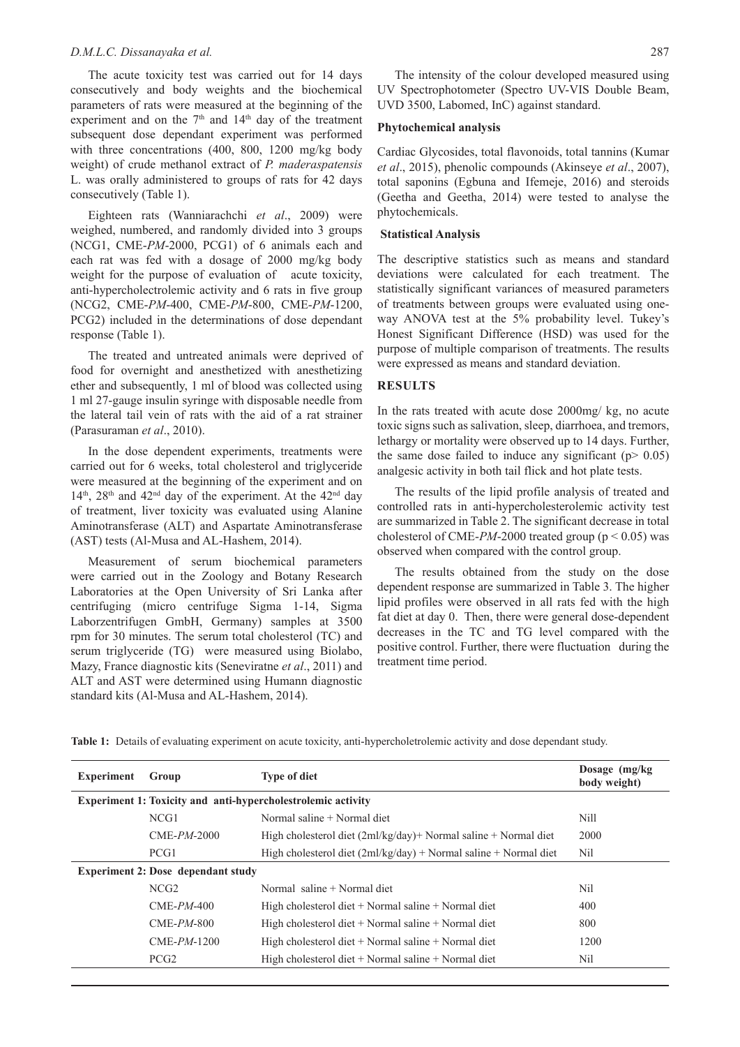The acute toxicity test was carried out for 14 days consecutively and body weights and the biochemical parameters of rats were measured at the beginning of the experiment and on the 7[th] and 14[th] day of the treatment subsequent dose dependant experiment was performed with three concentrations (400, 800, 1200 mg/kg body weight) of crude methanol extract of *P. maderaspatensis* L. was orally administered to groups of rats for 42 days consecutively (Table 1).

Eighteen rats (Wanniarachchi *et al*., 2009) were weighed, numbered, and randomly divided into 3 groups (NCG1, CME-*PM*-2000, PCG1) of 6 animals each and each rat was fed with a dosage of 2000 mg/kg body weight for the purpose of evaluation of acute toxicity, anti-hypercholectrolemic activity and 6 rats in five group (NCG2, CME-*PM*-400, CME-*PM*-800, CME-*PM*-1200, PCG2) included in the determinations of dose dependant response (Table 1).

The treated and untreated animals were deprived of food for overnight and anesthetized with anesthetizing ether and subsequently, 1 ml of blood was collected using 1 ml 27-gauge insulin syringe with disposable needle from the lateral tail vein of rats with the aid of a rat strainer (Parasuraman *et al*., 2010).

In the dose dependent experiments, treatments were carried out for 6 weeks, total cholesterol and triglyceride were measured at the beginning of the experiment and on 14[th], 28[th] and 42[nd] day of the experiment. At the 42[nd] day of treatment, liver toxicity was evaluated using Alanine Aminotransferase (ALT) and Aspartate Aminotransferase (AST) tests (Al-Musa and AL-Hashem, 2014).

Measurement of serum biochemical parameters were carried out in the Zoology and Botany Research Laboratories at the Open University of Sri Lanka after centrifuging (micro centrifuge Sigma 1-14, Sigma Laborzentrifugen GmbH, Germany) samples at 3500 rpm for 30 minutes. The serum total cholesterol (TC) and serum triglyceride (TG) were measured using Biolabo, Mazy, France diagnostic kits (Seneviratne *et al*., 2011) and ALT and AST were determined using Humann diagnostic standard kits (Al-Musa and AL-Hashem, 2014).

The intensity of the colour developed measured using UV Spectrophotometer (Spectro UV-VIS Double Beam, UVD 3500, Labomed, InC) against standard.

### Phytochemical analysis

Cardiac Glycosides, total flavonoids, total tannins (Kumar *et al*., 2015), phenolic compounds (Akinseye *et al*., 2007), total saponins (Egbuna and Ifemeje, 2016) and steroids (Geetha and Geetha, 2014) were tested to analyse the phytochemicals.

### Statistical Analysis

The descriptive statistics such as means and standard deviations were calculated for each treatment. The statistically significant variances of measured parameters of treatments between groups were evaluated using one-way ANOVA test at the 5% probability level. Tukey's Honest Significant Difference (HSD) was used for the purpose of multiple comparison of treatments. The results were expressed as means and standard deviation.

## RESULTS

In the rats treated with acute dose 2000mg/ kg, no acute toxic signs such as salivation, sleep, diarrhoea, and tremors, lethargy or mortality were observed up to 14 days. Further, the same dose failed to induce any significant ($p > 0.05$) analgesic activity in both tail flick and hot plate tests.

The results of the lipid profile analysis of treated and controlled rats in anti-hypercholesterolemic activity test are summarized in Table 2. The significant decrease in total cholesterol of CME-*PM*-2000 treated group ($p < 0.05$) was observed when compared with the control group.

The results obtained from the study on the dose dependent response are summarized in Table 3. The higher lipid profiles were observed in all rats fed with the high fat diet at day 0. Then, there were general dose-dependent decreases in the TC and TG level compared with the positive control. Further, there were fluctuation during the treatment time period.

**Table 1:** Details of evaluating experiment on acute toxicity, anti-hypercholetrolemic activity and dose dependant study.

| Experiment | Group | Type of diet | Dosage (mg/kg body weight) |
|---|---|---|---|
| **Experiment 1: Toxicity and anti-hypercholestrolemic activity** | | | |
| | NCG1 | Normal saline + Normal diet | Nill |
| | CME-*PM*-2000 | High cholesterol diet (2ml/kg/day)+ Normal saline + Normal diet | 2000 |
| | PCG1 | High cholesterol diet (2ml/kg/day) + Normal saline + Normal diet | Nil |
| **Experiment 2: Dose dependant study** | | | |
| | NCG2 | Normal saline + Normal diet | Nil |
| | CME-*PM*-400 | High cholesterol diet + Normal saline + Normal diet | 400 |
| | CME-*PM*-800 | High cholesterol diet + Normal saline + Normal diet | 800 |
| | CME-*PM*-1200 | High cholesterol diet + Normal saline + Normal diet | 1200 |
| | PCG2 | High cholesterol diet + Normal saline + Normal diet | Nil |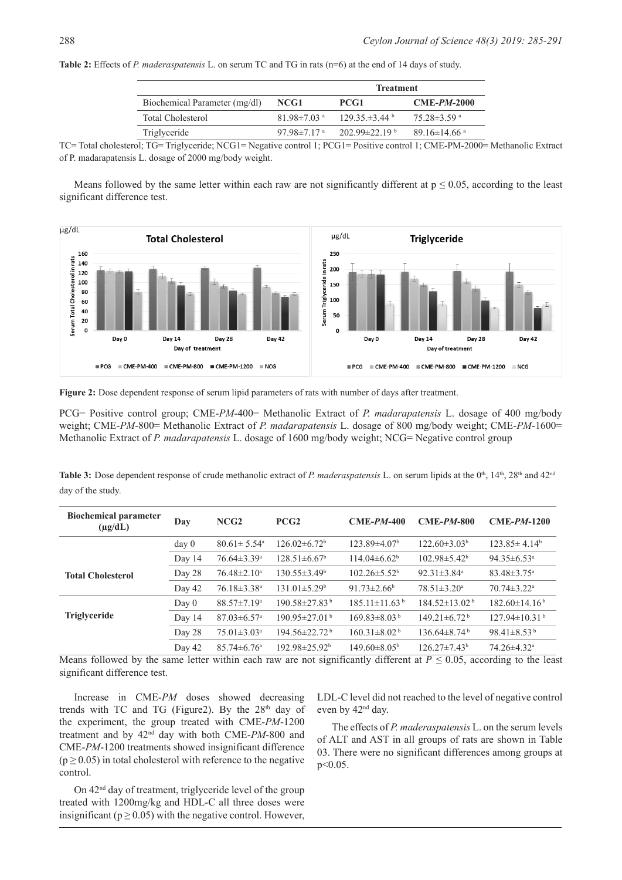**Table 2:** Effects of *P. maderaspatensis* L. on serum TC and TG in rats (n=6) at the end of 14 days of study.

| Biochemical Parameter (mg/dl) | Treatment | | |
|---|---|---|---|
| | **NCG1** | **PCG1** | **CME-*PM*-2000** |
| Total Cholesterol | 81.98±7.03 [a] | 129.35.±3.44 [b] | 75.28±3.59 [a] |
| Triglyceride | 97.98±7.17 [a] | 202.99±22.19 [b] | 89.16±14.66 [a] |

TC= Total cholesterol; TG= Triglyceride; NCG1= Negative control 1; PCG1= Positive control 1; CME-PM-2000= Methanolic Extract of P. madarapatensis L. dosage of 2000 mg/body weight.

Means followed by the same letter within each raw are not significantly different at $p \leq 0.05$, according to the least significant difference test.

**Figure 2:** Dose dependent response of serum lipid parameters of rats with number of days after treatment.

PCG= Positive control group; CME-*PM*-400= Methanolic Extract of *P. madarapatensis* L. dosage of 400 mg/body weight; CME-*PM*-800= Methanolic Extract of *P. madarapatensis* L. dosage of 800 mg/body weight; CME-*PM*-1600= Methanolic Extract of *P. madarapatensis* L. dosage of 1600 mg/body weight; NCG= Negative control group

**Table 3:** Dose dependent response of crude methanolic extract of *P. maderaspatensis* L. on serum lipids at the 0[th], 14[th], 28[th] and 42[nd] day of the study.

| **Biochemical parameter (µg/dL)** | **Day** | **NCG2** | **PCG2** | **CME-*PM*-400** | **CME-*PM*-800** | **CME-*PM*-1200** |
|---|---|---|---|---|---|---|
| **Total Cholesterol** | day 0 | 80.61± 5.54[a] | 126.02±6.72[b] | 123.89±4.07[b] | 122.60±3.03[b] | 123.85± 4.14[b] |
| | Day 14 | 76.64±3.39[a] | 128.51±6.67[b] | 114.04±6.62[b] | 102.98±5.42[b] | 94.35±6.53[a] |
| | Day 28 | 76.48±2.10[a] | 130.55±3.49[b] | 102.26±5.52[b] | 92.31±3.84[a] | 83.48±3.75[a] |
| | Day 42 | 76.18±3.38[a] | 131.01±5.29[b] | 91.73±2.66[b] | 78.51±3.20[a] | 70.74±3.22[a] |
| **Triglyceride** | Day 0 | 88.57±7.19[a] | 190.58±27.83[b] | 185.11±11.63[b] | 184.52±13.02[b] | 182.60±14.16[b] |
| | Day 14 | 87.03±6.57[a] | 190.95±27.01[b] | 169.83±8.03[b] | 149.21±6.72[b] | 127.94±10.31[b] |
| | Day 28 | 75.01±3.03[a] | 194.56±22.72[b] | 160.31±8.02[b] | 136.64±8.74[b] | 98.41±8.53[b] |
| | Day 42 | 85.74±6.76[a] | 192.98±25.92[b] | 149.60±8.05[b] | 126.27±7.43[b] | 74.26±4.32[a] |

Means followed by the same letter within each raw are not significantly different at $P \leq 0.05$, according to the least significant difference test.

Increase in CME-*PM* doses showed decreasing trends with TC and TG (Figure2). By the 28[th] day of the experiment, the group treated with CME-*PM*-1200 treatment and by 42[nd] day with both CME-*PM*-800 and CME-*PM*-1200 treatments showed insignificant difference ($p \geq 0.05$) in total cholesterol with reference to the negative control.

On 42[nd] day of treatment, triglyceride level of the group treated with 1200mg/kg and HDL-C all three doses were insignificant ($p \geq 0.05$) with the negative control. However, LDL-C level did not reached to the level of negative control even by 42[nd] day.

The effects of *P. maderaspatensis* L. on the serum levels of ALT and AST in all groups of rats are shown in Table 03. There were no significant differences among groups at $p<0.05$.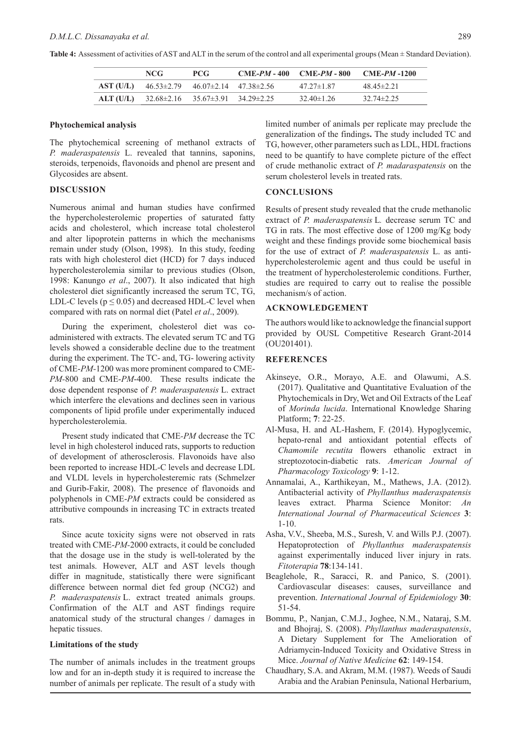**Table 4:** Assessment of activities of AST and ALT in the serum of the control and all experimental groups (Mean ± Standard Deviation).

| | NCG | PCG | CME-*PM* - 400 | CME-*PM* - 800 | CME-*PM* -1200 |
|---|---|---|---|---|---|
| **AST (U/L)** | 46.53±2.79 | 46.07±2.14 | 47.38±2.56 | 47.27±1.87 | 48.45±2.21 |
| **ALT (U/L)** | 32.68±2.16 | 35.67±3.91 | 34.29±2.25 | 32.40±1.26 | 32.74±2.25 |

### Phytochemical analysis

The phytochemical screening of methanol extracts of *P. maderaspatensis* L. revealed that tannins, saponins, steroids, terpenoids, flavonoids and phenol are present and Glycosides are absent.

## DISCUSSION

Numerous animal and human studies have confirmed the hypercholesterolemic properties of saturated fatty acids and cholesterol, which increase total cholesterol and alter lipoprotein patterns in which the mechanisms remain under study (Olson, 1998). In this study, feeding rats with high cholesterol diet (HCD) for 7 days induced hypercholesterolemia similar to previous studies (Olson, 1998: Kanungo *et al*., 2007). It also indicated that high cholesterol diet significantly increased the serum TC, TG, LDL-C levels ($p \leq 0.05$) and decreased HDL-C level when compared with rats on normal diet (Patel *et al*., 2009).

During the experiment, cholesterol diet was co-administered with extracts. The elevated serum TC and TG levels showed a considerable decline due to the treatment during the experiment. The TC- and, TG- lowering activity of CME-*PM*-1200 was more prominent compared to CME-*PM*-800 and CME-*PM*-400. These results indicate the dose dependent response of *P. maderaspatensis* L. extract which interfere the elevations and declines seen in various components of lipid profile under experimentally induced hypercholesterolemia.

Present study indicated that CME-*PM* decrease the TC level in high cholesterol induced rats, supports to reduction of development of atherosclerosis. Flavonoids have also been reported to increase HDL-C levels and decrease LDL and VLDL levels in hypercholesteremic rats (Schmelzer and Gurib-Fakir, 2008). The presence of flavonoids and polyphenols in CME-*PM* extracts could be considered as attributive compounds in increasing TC in extracts treated rats.

Since acute toxicity signs were not observed in rats treated with CME-*PM*-2000 extracts, it could be concluded that the dosage use in the study is well-tolerated by the test animals. However, ALT and AST levels though differ in magnitude, statistically there were significant difference between normal diet fed group (NCG2) and *P. maderaspatensis* L. extract treated animals groups. Confirmation of the ALT and AST findings require anatomical study of the structural changes / damages in hepatic tissues.

### Limitations of the study

The number of animals includes in the treatment groups low and for an in-depth study it is required to increase the number of animals per replicate. The result of a study with limited number of animals per replicate may preclude the generalization of the findings**.** The study included TC and TG, however, other parameters such as LDL, HDL fractions need to be quantify to have complete picture of the effect of crude methanolic extract of *P. madaraspatensis* on the serum cholesterol levels in treated rats.

## CONCLUSIONS

Results of present study revealed that the crude methanolic extract of *P. maderaspatensis* L*.* decrease serum TC and TG in rats. The most effective dose of 1200 mg/Kg body weight and these findings provide some biochemical basis for the use of extract of *P. maderaspatensis* L. as anti-hypercholesterolemic agent and thus could be useful in the treatment of hypercholesterolemic conditions. Further, studies are required to carry out to realise the possible mechanism/s of action.

## ACKNOWLEDGEMENT

The authors would like to acknowledge the financial support provided by OUSL Competitive Research Grant-2014 (OU201401).

## REFERENCES

Akinseye, O.R., Morayo, A.E. and Olawumi, A.S. (2017). Qualitative and Quantitative Evaluation of the Phytochemicals in Dry, Wet and Oil Extracts of the Leaf of *Morinda lucida*. International Knowledge Sharing Platform; **7**: 22-25.

Al-Musa, H. and AL-Hashem, F. (2014). Hypoglycemic, hepato-renal and antioxidant potential effects of *Chamomile recutita* flowers ethanolic extract in streptozotocin-diabetic rats. *American Journal of Pharmacology Toxicology* **9**: 1-12.

Annamalai, A., Karthikeyan, M., Mathews, J.A. (2012). Antibacterial activity of *Phyllanthus maderaspatensis* leaves extract. Pharma Science Monitor: *An International Journal of Pharmaceutical Sciences* **3**: 1-10.

Asha, V.V., Sheeba, M.S., Suresh, V. and Wills P.J. (2007). Hepatoprotection of *Phyllanthus maderaspatensis* against experimentally induced liver injury in rats. *Fitoterapia* **78**:134-141.

Beaglehole, R., Saracci, R. and Panico, S. (2001). Cardiovascular diseases: causes, surveillance and prevention. *International Journal of Epidemiology* **30**: 51-54.

Bommu, P., Nanjan, C.M.J., Joghee, N.M., Nataraj, S.M. and Bhojraj, S. (2008). *Phyllanthus maderaspatensis*, A Dietary Supplement for The Amelioration of Adriamycin-Induced Toxicity and Oxidative Stress in Mice. *Journal of Native Medicine* **62**: 149-154.

Chaudhary, S.A. and Akram, M.M. (1987). Weeds of Saudi Arabia and the Arabian Peninsula, National Herbarium,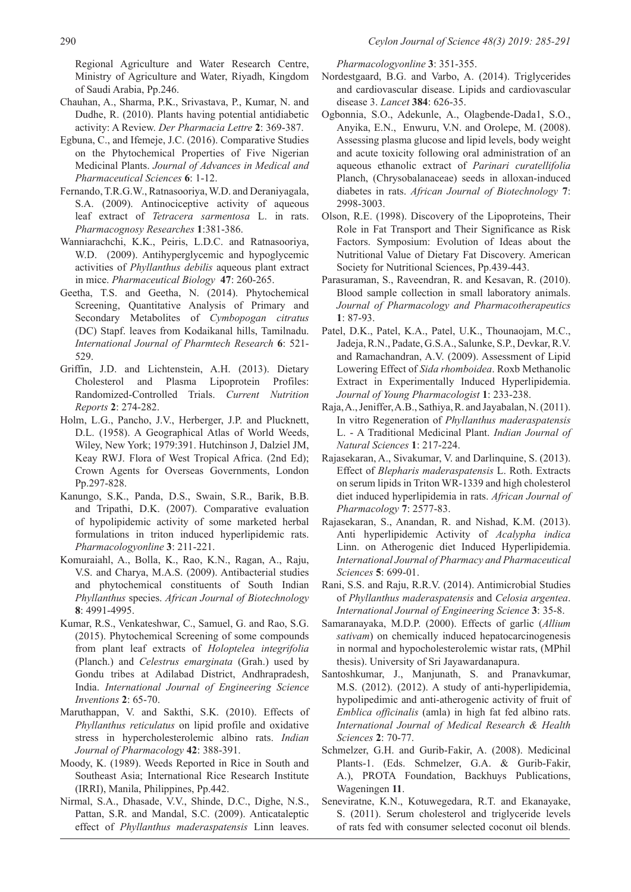Regional Agriculture and Water Research Centre, Ministry of Agriculture and Water, Riyadh, Kingdom of Saudi Arabia, Pp.246.

Chauhan, A., Sharma, P.K., Srivastava, P., Kumar, N. and Dudhe, R. (2010). Plants having potential antidiabetic activity: A Review. *Der Pharmacia Lettre* **2**: 369-387.

Egbuna, C., and Ifemeje, J.C. (2016). Comparative Studies on the Phytochemical Properties of Five Nigerian Medicinal Plants. *Journal of Advances in Medical and Pharmaceutical Sciences* **6**: 1-12.

Fernando, T.R.G.W., Ratnasooriya, W.D. and Deraniyagala, S.A. (2009). Antinociceptive activity of aqueous leaf extract of *Tetracera sarmentosa* L. in rats. *Pharmacognosy Researches* **1**:381-386.

Wanniarachchi, K.K., Peiris, L.D.C. and Ratnasooriya, W.D. (2009). Antihyperglycemic and hypoglycemic activities of *Phyllanthus debilis* aqueous plant extract in mice. *Pharmaceutical Biology* **47**: 260-265.

Geetha, T.S. and Geetha, N. (2014). Phytochemical Screening, Quantitative Analysis of Primary and Secondary Metabolites of *Cymbopogan citratus* (DC) Stapf. leaves from Kodaikanal hills, Tamilnadu. *International Journal of Pharmtech Research* **6**: 521-529.

Griffin, J.D. and Lichtenstein, A.H. (2013). Dietary Cholesterol and Plasma Lipoprotein Profiles: Randomized-Controlled Trials. *Current Nutrition Reports* **2**: 274-282.

Holm, L.G., Pancho, J.V., Herberger, J.P. and Plucknett, D.L. (1958). A Geographical Atlas of World Weeds, Wiley, New York; 1979:391. Hutchinson J, Dalziel JM, Keay RWJ. Flora of West Tropical Africa. (2nd Ed); Crown Agents for Overseas Governments, London Pp.297-828.

Kanungo, S.K., Panda, D.S., Swain, S.R., Barik, B.B. and Tripathi, D.K. (2007). Comparative evaluation of hypolipidemic activity of some marketed herbal formulations in triton induced hyperlipidemic rats. *Pharmacologyonline* **3**: 211-221.

Komuraiahl, A., Bolla, K., Rao, K.N., Ragan, A., Raju, V.S. and Charya, M.A.S. (2009). Antibacterial studies and phytochemical constituents of South Indian *Phyllanthus* species. *African Journal of Biotechnology* **8**: 4991-4995.

Kumar, R.S., Venkateshwar, C., Samuel, G. and Rao, S.G. (2015). Phytochemical Screening of some compounds from plant leaf extracts of *Holoptelea integrifolia* (Planch.) and *Celestrus emarginata* (Grah.) used by Gondu tribes at Adilabad District, Andhrapradesh, India. *International Journal of Engineering Science Inventions* **2**: 65-70.

Maruthappan, V. and Sakthi, S.K. (2010). Effects of *Phyllanthus reticulatus* on lipid profile and oxidative stress in hypercholesterolemic albino rats. *Indian Journal of Pharmacology* **42**: 388-391.

Moody, K. (1989). Weeds Reported in Rice in South and Southeast Asia; International Rice Research Institute (IRRI), Manila, Philippines, Pp.442.

Nirmal, S.A., Dhasade, V.V., Shinde, D.C., Dighe, N.S., Pattan, S.R. and Mandal, S.C. (2009). Anticataleptic effect of *Phyllanthus maderaspatensis* Linn leaves. *Pharmacologyonline* **3**: 351-355.

Nordestgaard, B.G. and Varbo, A. (2014). Triglycerides and cardiovascular disease. Lipids and cardiovascular disease 3. *Lancet* **384**: 626-35.

Ogbonnia, S.O., Adekunle, A., Olagbende-Dada1, S.O., Anyika, E.N., Enwuru, V.N. and Orolepe, M. (2008). Assessing plasma glucose and lipid levels, body weight and acute toxicity following oral administration of an aqueous ethanolic extract of *Parinari curatellifolia* Planch, (Chrysobalanaceae) seeds in alloxan-induced diabetes in rats. *African Journal of Biotechnology* **7**: 2998-3003.

Olson, R.E. (1998). Discovery of the Lipoproteins, Their Role in Fat Transport and Their Significance as Risk Factors. Symposium: Evolution of Ideas about the Nutritional Value of Dietary Fat Discovery. American Society for Nutritional Sciences, Pp.439-443.

Parasuraman, S., Raveendran, R. and Kesavan, R. (2010). Blood sample collection in small laboratory animals. *Journal of Pharmacology and Pharmacotherapeutics* **1**: 87-93.

Patel, D.K., Patel, K.A., Patel, U.K., Thounaojam, M.C., Jadeja, R.N., Padate, G.S.A., Salunke, S.P., Devkar, R.V. and Ramachandran, A.V. (2009). Assessment of Lipid Lowering Effect of *Sida rhomboidea*. Roxb Methanolic Extract in Experimentally Induced Hyperlipidemia. *Journal of Young Pharmacologist* **1**: 233-238.

Raja, A., Jeniffer, A.B., Sathiya, R. and Jayabalan, N. (2011). In vitro Regeneration of *Phyllanthus maderaspatensis* L. - A Traditional Medicinal Plant. *Indian Journal of Natural Sciences* **1**: 217-224.

Rajasekaran, A., Sivakumar, V. and Darlinquine, S. (2013). Effect of *Blepharis maderaspatensis* L. Roth. Extracts on serum lipids in Triton WR-1339 and high cholesterol diet induced hyperlipidemia in rats. *African Journal of Pharmacology* **7**: 2577-83.

Rajasekaran, S., Anandan, R. and Nishad, K.M. (2013). Anti hyperlipidemic Activity of *Acalypha indica* Linn. on Atherogenic diet Induced Hyperlipidemia. *International Journal of Pharmacy and Pharmaceutical Sciences* **5**: 699-01.

Rani, S.S. and Raju, R.R.V. (2014). Antimicrobial Studies of *Phyllanthus maderaspatensis* and *Celosia argentea*. *International Journal of Engineering Science* **3**: 35-8.

Samaranayaka, M.D.P. (2000). Effects of garlic (*Allium sativam*) on chemically induced hepatocarcinogenesis in normal and hypocholesterolemic wistar rats, (MPhil thesis). University of Sri Jayawardanapura.

Santoshkumar, J., Manjunath, S. and Pranavkumar, M.S. (2012). (2012). A study of anti-hyperlipidemia, hypolipedimic and anti-atherogenic activity of fruit of *Emblica officinalis* (amla) in high fat fed albino rats. *International Journal of Medical Research & Health Sciences* **2**: 70-77.

Schmelzer, G.H. and Gurib-Fakir, A. (2008). Medicinal Plants-1. (Eds. Schmelzer, G.A. & Gurib-Fakir, A.), PROTA Foundation, Backhuys Publications, Wageningen **11**.

Seneviratne, K.N., Kotuwegedara, R.T. and Ekanayake, S. (2011). Serum cholesterol and triglyceride levels of rats fed with consumer selected coconut oil blends.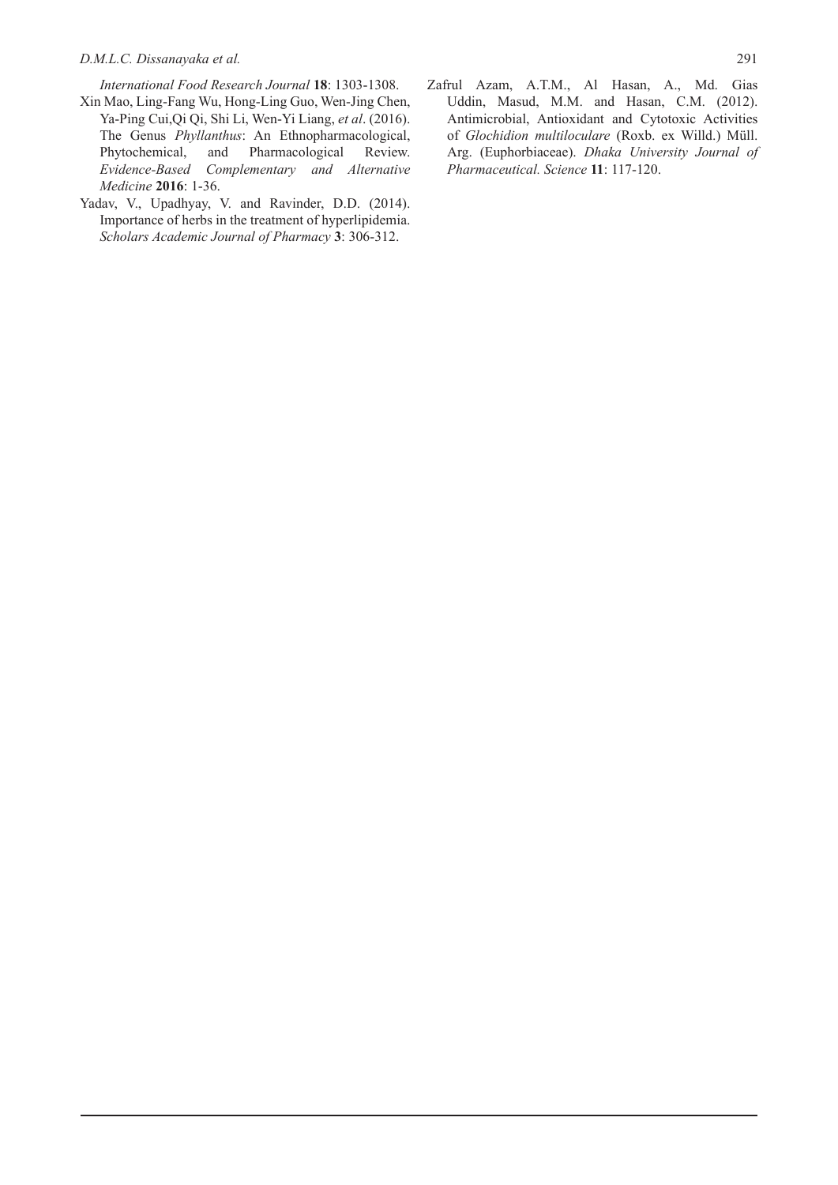*International Food Research Journal* **18**: 1303-1308.

Xin Mao, Ling-Fang Wu, Hong-Ling Guo, Wen-Jing Chen, Ya-Ping Cui,Qi Qi, Shi Li, Wen-Yi Liang, *et al*. (2016). The Genus *Phyllanthus*: An Ethnopharmacological, Phytochemical, and Pharmacological Review. *Evidence-Based Complementary and Alternative Medicine* **2016**: 1-36.

Yadav, V., Upadhyay, V. and Ravinder, D.D. (2014). Importance of herbs in the treatment of hyperlipidemia. *Scholars Academic Journal of Pharmacy* **3**: 306-312.

Zafrul Azam, A.T.M., Al Hasan, A., Md. Gias Uddin, Masud, M.M. and Hasan, C.M. (2012). Antimicrobial, Antioxidant and Cytotoxic Activities of *Glochidion multiloculare* (Roxb. ex Willd.) Müll. Arg. (Euphorbiaceae). *Dhaka University Journal of Pharmaceutical. Science* **11**: 117-120.